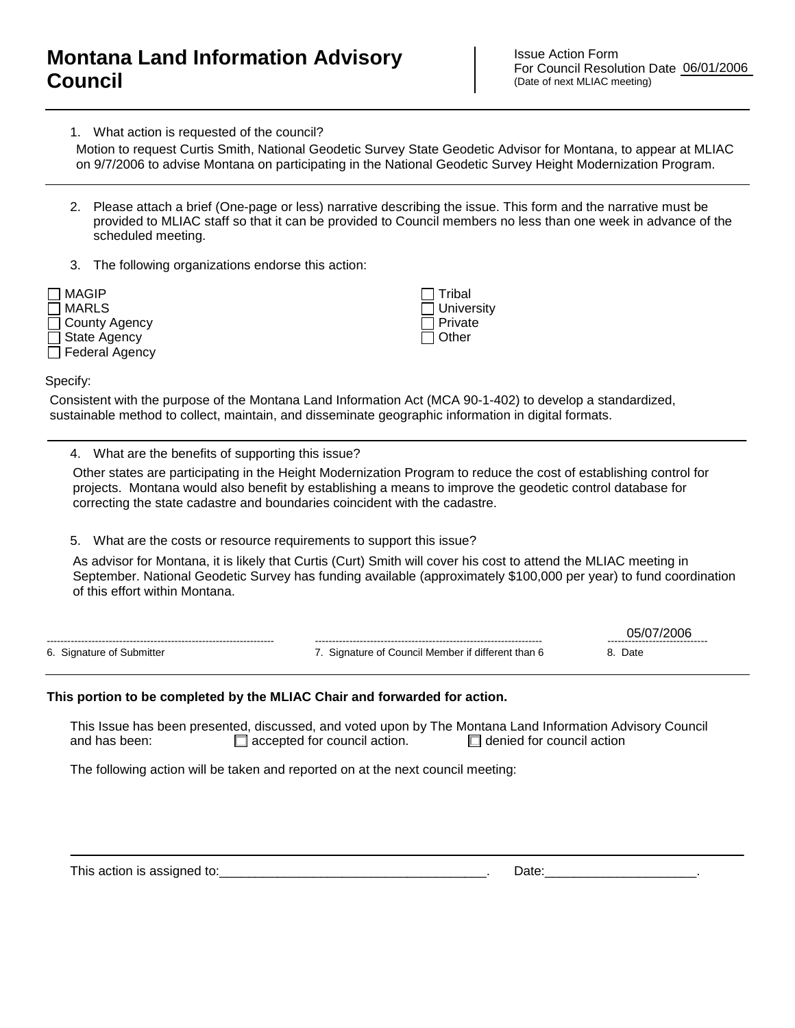# Montana Land Information Advisory Council

Issue Action Form
For Council Resolution Date 06/01/2006
(Date of next MLIAC meeting)

1. What action is requested of the council?

   Motion to request Curtis Smith, National Geodetic Survey State Geodetic Advisor for Montana, to appear at MLIAC on 9/7/2006 to advise Montana on participating in the National Geodetic Survey Height Modernization Program.

2. Please attach a brief (One-page or less) narrative describing the issue. This form and the narrative must be provided to MLIAC staff so that it can be provided to Council members no less than one week in advance of the scheduled meeting.

3. The following organizations endorse this action:

- ☐ MAGIP
- ☐ MARLS
- ☐ County Agency
- ☐ State Agency
- ☐ Federal Agency
- ☐ Tribal
- ☐ University
- ☐ Private
- ☐ Other

Specify:

Consistent with the purpose of the Montana Land Information Act (MCA 90-1-402) to develop a standardized, sustainable method to collect, maintain, and disseminate geographic information in digital formats.

4. What are the benefits of supporting this issue?

   Other states are participating in the Height Modernization Program to reduce the cost of establishing control for projects. Montana would also benefit by establishing a means to improve the geodetic control database for correcting the state cadastre and boundaries coincident with the cadastre.

5. What are the costs or resource requirements to support this issue?

   As advisor for Montana, it is likely that Curtis (Curt) Smith will cover his cost to attend the MLIAC meeting in September. National Geodetic Survey has funding available (approximately $100,000 per year) to fund coordination of this effort within Montana.

| ------------------------------ | ------------------------------ | 05/07/2006 |
|---|---|---|
| 6. Signature of Submitter | 7. Signature of Council Member if different than 6 | 8. Date |

**This portion to be completed by the MLIAC Chair and forwarded for action.**

This Issue has been presented, discussed, and voted upon by The Montana Land Information Advisory Council and has been: ☐ accepted for council action. ☐ denied for council action

The following action will be taken and reported on at the next council meeting:

This action is assigned to:______________________________________. Date:_____________________.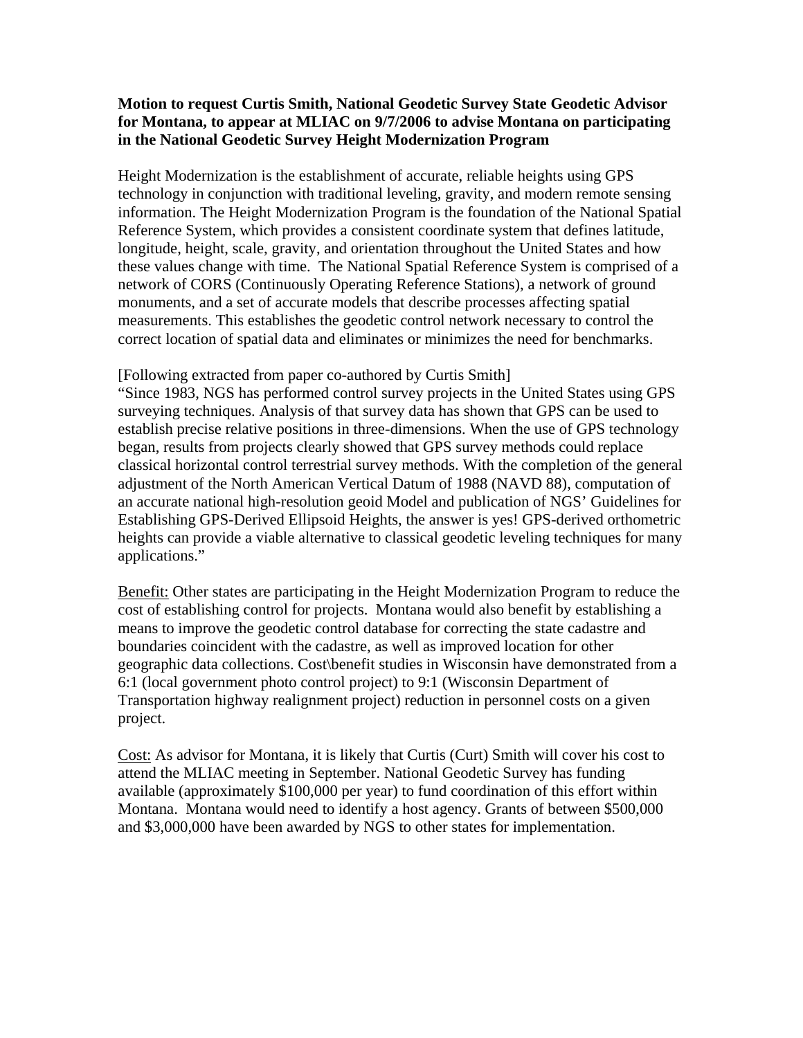**Motion to request Curtis Smith, National Geodetic Survey State Geodetic Advisor for Montana, to appear at MLIAC on 9/7/2006 to advise Montana on participating in the National Geodetic Survey Height Modernization Program**

Height Modernization is the establishment of accurate, reliable heights using GPS technology in conjunction with traditional leveling, gravity, and modern remote sensing information. The Height Modernization Program is the foundation of the National Spatial Reference System, which provides a consistent coordinate system that defines latitude, longitude, height, scale, gravity, and orientation throughout the United States and how these values change with time. The National Spatial Reference System is comprised of a network of CORS (Continuously Operating Reference Stations), a network of ground monuments, and a set of accurate models that describe processes affecting spatial measurements. This establishes the geodetic control network necessary to control the correct location of spatial data and eliminates or minimizes the need for benchmarks.

[Following extracted from paper co-authored by Curtis Smith]
"Since 1983, NGS has performed control survey projects in the United States using GPS surveying techniques. Analysis of that survey data has shown that GPS can be used to establish precise relative positions in three-dimensions. When the use of GPS technology began, results from projects clearly showed that GPS survey methods could replace classical horizontal control terrestrial survey methods. With the completion of the general adjustment of the North American Vertical Datum of 1988 (NAVD 88), computation of an accurate national high-resolution geoid Model and publication of NGS' Guidelines for Establishing GPS-Derived Ellipsoid Heights, the answer is yes! GPS-derived orthometric heights can provide a viable alternative to classical geodetic leveling techniques for many applications."

<u>Benefit:</u> Other states are participating in the Height Modernization Program to reduce the cost of establishing control for projects. Montana would also benefit by establishing a means to improve the geodetic control database for correcting the state cadastre and boundaries coincident with the cadastre, as well as improved location for other geographic data collections. Cost\benefit studies in Wisconsin have demonstrated from a 6:1 (local government photo control project) to 9:1 (Wisconsin Department of Transportation highway realignment project) reduction in personnel costs on a given project.

<u>Cost:</u> As advisor for Montana, it is likely that Curtis (Curt) Smith will cover his cost to attend the MLIAC meeting in September. National Geodetic Survey has funding available (approximately $100,000 per year) to fund coordination of this effort within Montana. Montana would need to identify a host agency. Grants of between $500,000 and $3,000,000 have been awarded by NGS to other states for implementation.